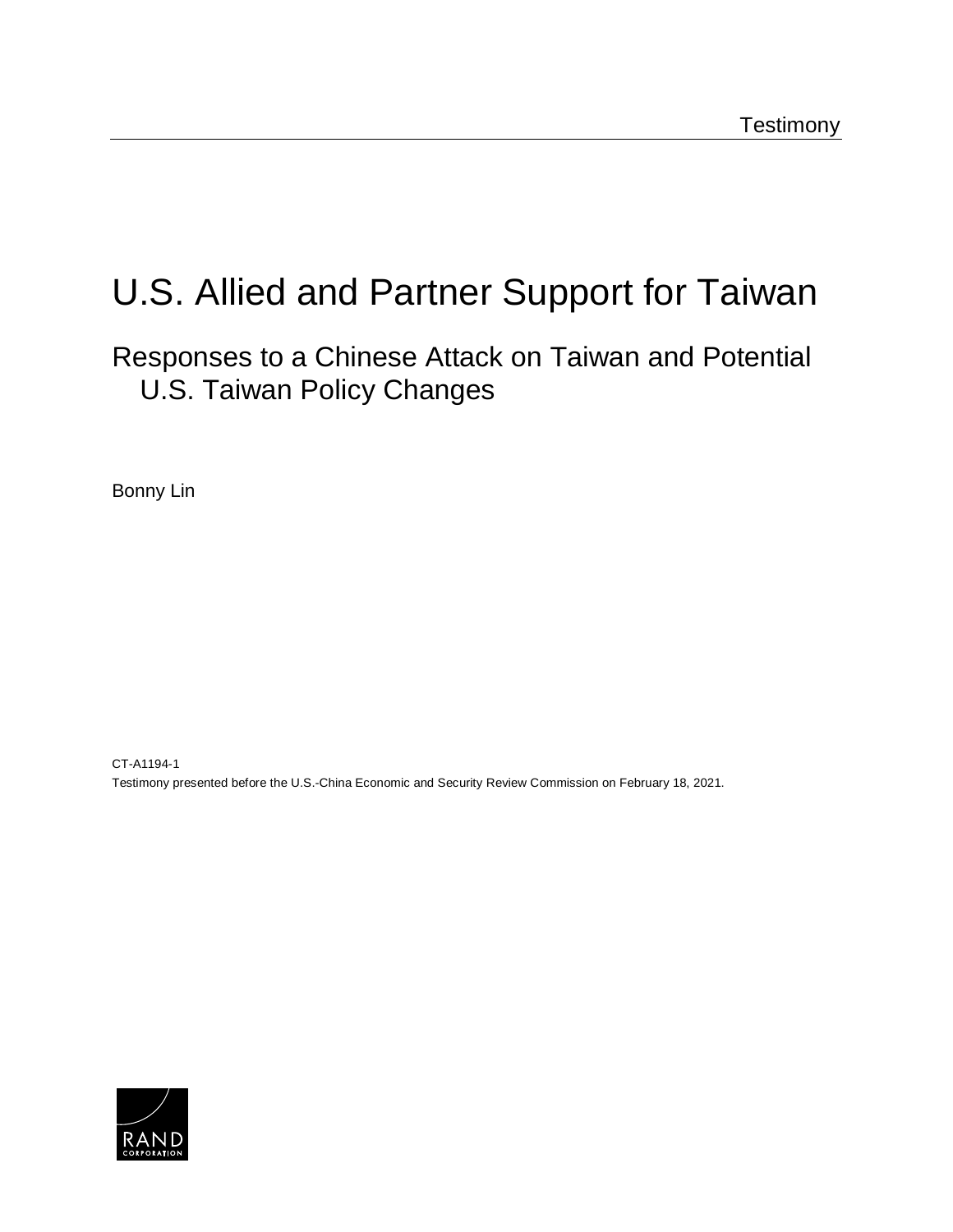Testimony

# U.S. Allied and Partner Support for Taiwan

## Responses to a Chinese Attack on Taiwan and Potential U.S. Taiwan Policy Changes

Bonny Lin

CT-A1194-1

Testimony presented before the U.S.-China Economic and Security Review Commission on February 18, 2021.

RAND CORPORATION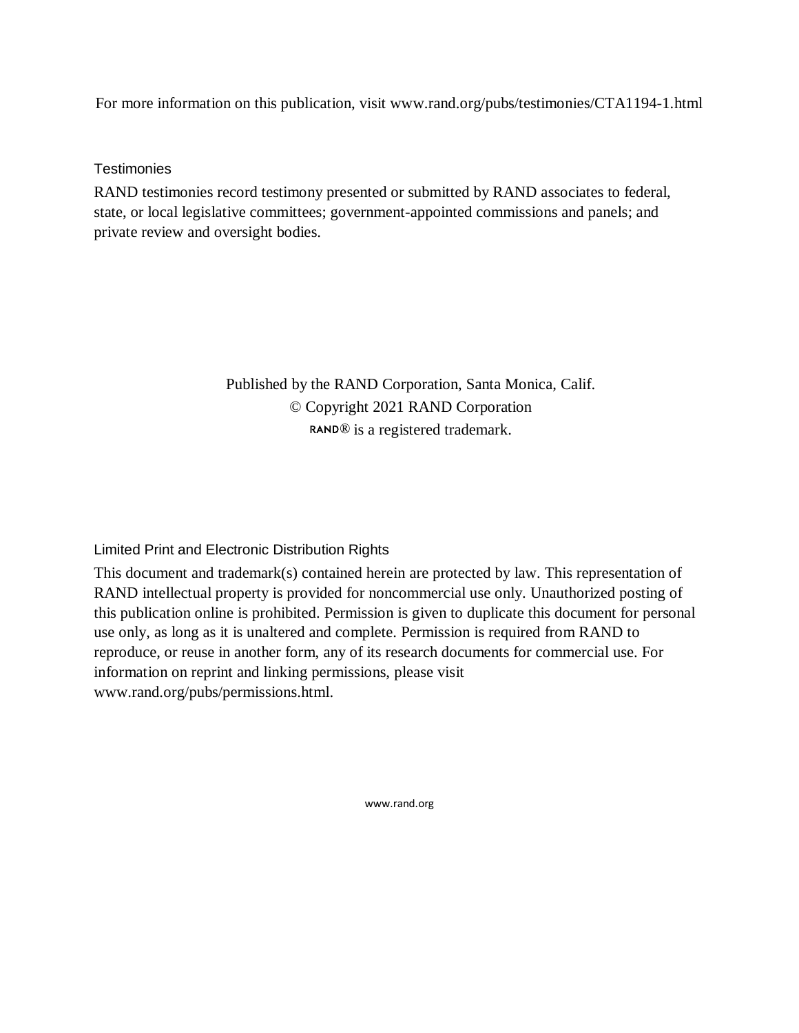For more information on this publication, visit www.rand.org/pubs/testimonies/CTA1194-1.html

## Testimonies

RAND testimonies record testimony presented or submitted by RAND associates to federal, state, or local legislative committees; government-appointed commissions and panels; and private review and oversight bodies.

Published by the RAND Corporation, Santa Monica, Calif.
© Copyright 2021 RAND Corporation
RAND® is a registered trademark.

## Limited Print and Electronic Distribution Rights

This document and trademark(s) contained herein are protected by law. This representation of RAND intellectual property is provided for noncommercial use only. Unauthorized posting of this publication online is prohibited. Permission is given to duplicate this document for personal use only, as long as it is unaltered and complete. Permission is required from RAND to reproduce, or reuse in another form, any of its research documents for commercial use. For information on reprint and linking permissions, please visit www.rand.org/pubs/permissions.html.

www.rand.org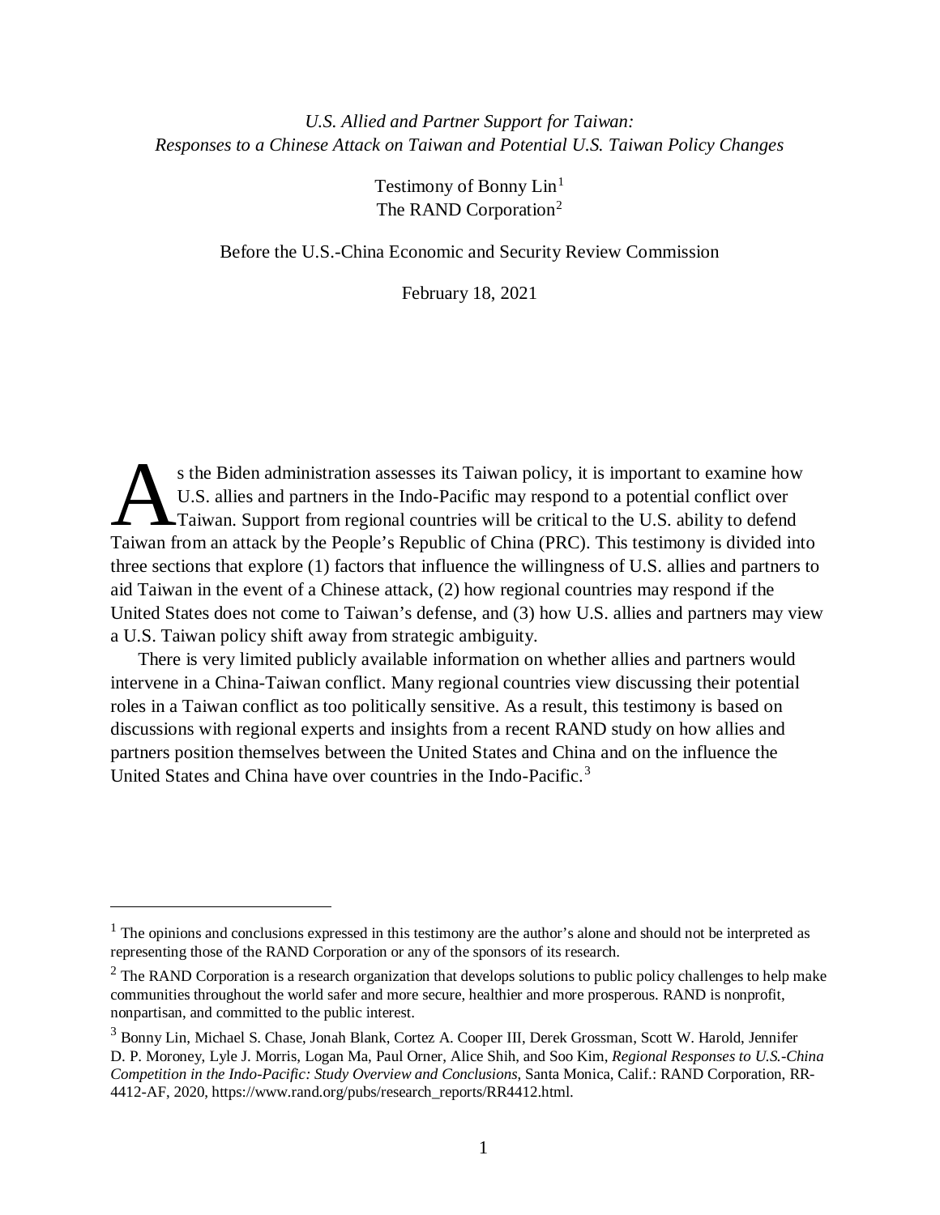*U.S. Allied and Partner Support for Taiwan:*
*Responses to a Chinese Attack on Taiwan and Potential U.S. Taiwan Policy Changes*

Testimony of Bonny Lin[1]
The RAND Corporation[2]

Before the U.S.-China Economic and Security Review Commission

February 18, 2021

As the Biden administration assesses its Taiwan policy, it is important to examine how U.S. allies and partners in the Indo-Pacific may respond to a potential conflict over Taiwan. Support from regional countries will be critical to the U.S. ability to defend Taiwan from an attack by the People's Republic of China (PRC). This testimony is divided into three sections that explore (1) factors that influence the willingness of U.S. allies and partners to aid Taiwan in the event of a Chinese attack, (2) how regional countries may respond if the United States does not come to Taiwan's defense, and (3) how U.S. allies and partners may view a U.S. Taiwan policy shift away from strategic ambiguity.

There is very limited publicly available information on whether allies and partners would intervene in a China-Taiwan conflict. Many regional countries view discussing their potential roles in a Taiwan conflict as too politically sensitive. As a result, this testimony is based on discussions with regional experts and insights from a recent RAND study on how allies and partners position themselves between the United States and China and on the influence the United States and China have over countries in the Indo-Pacific.[3]

---

[1] The opinions and conclusions expressed in this testimony are the author's alone and should not be interpreted as representing those of the RAND Corporation or any of the sponsors of its research.

[2] The RAND Corporation is a research organization that develops solutions to public policy challenges to help make communities throughout the world safer and more secure, healthier and more prosperous. RAND is nonprofit, nonpartisan, and committed to the public interest.

[3] Bonny Lin, Michael S. Chase, Jonah Blank, Cortez A. Cooper III, Derek Grossman, Scott W. Harold, Jennifer D. P. Moroney, Lyle J. Morris, Logan Ma, Paul Orner, Alice Shih, and Soo Kim, *Regional Responses to U.S.-China Competition in the Indo-Pacific: Study Overview and Conclusions*, Santa Monica, Calif.: RAND Corporation, RR-4412-AF, 2020, https://www.rand.org/pubs/research_reports/RR4412.html.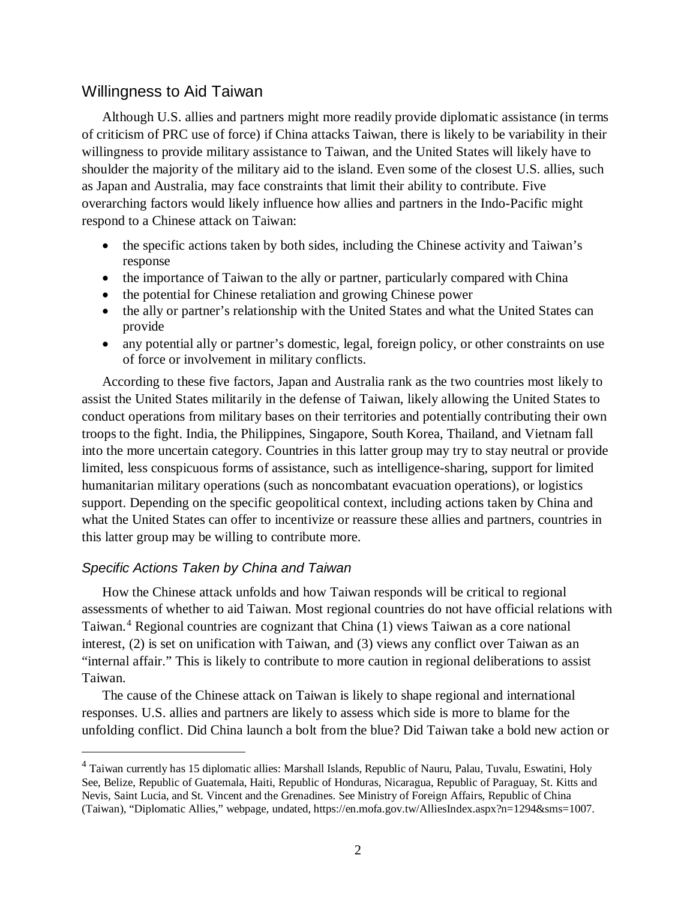## Willingness to Aid Taiwan

Although U.S. allies and partners might more readily provide diplomatic assistance (in terms of criticism of PRC use of force) if China attacks Taiwan, there is likely to be variability in their willingness to provide military assistance to Taiwan, and the United States will likely have to shoulder the majority of the military aid to the island. Even some of the closest U.S. allies, such as Japan and Australia, may face constraints that limit their ability to contribute. Five overarching factors would likely influence how allies and partners in the Indo-Pacific might respond to a Chinese attack on Taiwan:

- the specific actions taken by both sides, including the Chinese activity and Taiwan's response
- the importance of Taiwan to the ally or partner, particularly compared with China
- the potential for Chinese retaliation and growing Chinese power
- the ally or partner's relationship with the United States and what the United States can provide
- any potential ally or partner's domestic, legal, foreign policy, or other constraints on use of force or involvement in military conflicts.

According to these five factors, Japan and Australia rank as the two countries most likely to assist the United States militarily in the defense of Taiwan, likely allowing the United States to conduct operations from military bases on their territories and potentially contributing their own troops to the fight. India, the Philippines, Singapore, South Korea, Thailand, and Vietnam fall into the more uncertain category. Countries in this latter group may try to stay neutral or provide limited, less conspicuous forms of assistance, such as intelligence-sharing, support for limited humanitarian military operations (such as noncombatant evacuation operations), or logistics support. Depending on the specific geopolitical context, including actions taken by China and what the United States can offer to incentivize or reassure these allies and partners, countries in this latter group may be willing to contribute more.

### *Specific Actions Taken by China and Taiwan*

How the Chinese attack unfolds and how Taiwan responds will be critical to regional assessments of whether to aid Taiwan. Most regional countries do not have official relations with Taiwan.[4] Regional countries are cognizant that China (1) views Taiwan as a core national interest, (2) is set on unification with Taiwan, and (3) views any conflict over Taiwan as an "internal affair." This is likely to contribute to more caution in regional deliberations to assist Taiwan.

The cause of the Chinese attack on Taiwan is likely to shape regional and international responses. U.S. allies and partners are likely to assess which side is more to blame for the unfolding conflict. Did China launch a bolt from the blue? Did Taiwan take a bold new action or

---

[4] Taiwan currently has 15 diplomatic allies: Marshall Islands, Republic of Nauru, Palau, Tuvalu, Eswatini, Holy See, Belize, Republic of Guatemala, Haiti, Republic of Honduras, Nicaragua, Republic of Paraguay, St. Kitts and Nevis, Saint Lucia, and St. Vincent and the Grenadines. See Ministry of Foreign Affairs, Republic of China (Taiwan), "Diplomatic Allies," webpage, undated, https://en.mofa.gov.tw/AlliesIndex.aspx?n=1294&sms=1007.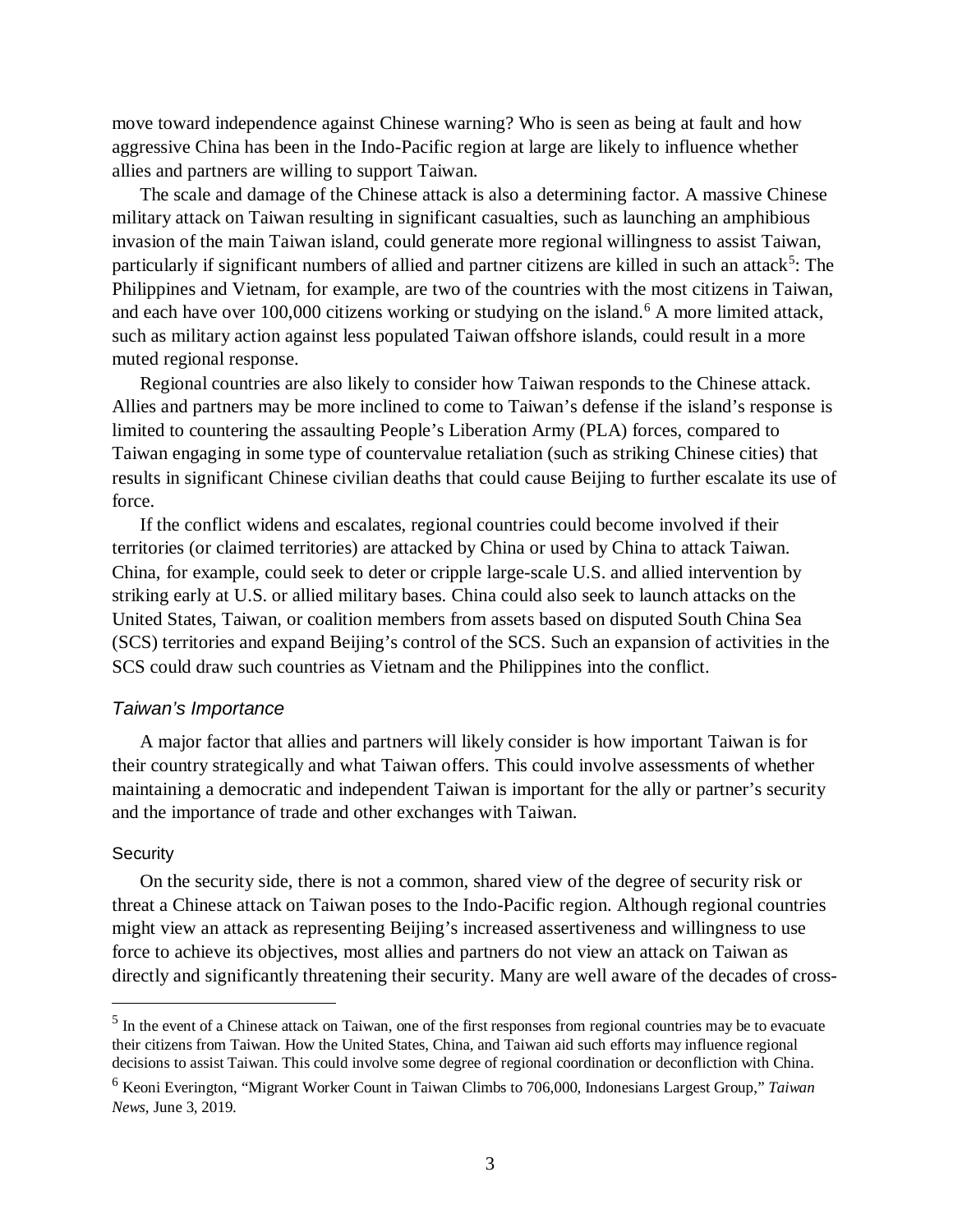move toward independence against Chinese warning? Who is seen as being at fault and how aggressive China has been in the Indo-Pacific region at large are likely to influence whether allies and partners are willing to support Taiwan.

The scale and damage of the Chinese attack is also a determining factor. A massive Chinese military attack on Taiwan resulting in significant casualties, such as launching an amphibious invasion of the main Taiwan island, could generate more regional willingness to assist Taiwan, particularly if significant numbers of allied and partner citizens are killed in such an attack[5]: The Philippines and Vietnam, for example, are two of the countries with the most citizens in Taiwan, and each have over 100,000 citizens working or studying on the island.[6] A more limited attack, such as military action against less populated Taiwan offshore islands, could result in a more muted regional response.

Regional countries are also likely to consider how Taiwan responds to the Chinese attack. Allies and partners may be more inclined to come to Taiwan's defense if the island's response is limited to countering the assaulting People's Liberation Army (PLA) forces, compared to Taiwan engaging in some type of countervalue retaliation (such as striking Chinese cities) that results in significant Chinese civilian deaths that could cause Beijing to further escalate its use of force.

If the conflict widens and escalates, regional countries could become involved if their territories (or claimed territories) are attacked by China or used by China to attack Taiwan. China, for example, could seek to deter or cripple large-scale U.S. and allied intervention by striking early at U.S. or allied military bases. China could also seek to launch attacks on the United States, Taiwan, or coalition members from assets based on disputed South China Sea (SCS) territories and expand Beijing's control of the SCS. Such an expansion of activities in the SCS could draw such countries as Vietnam and the Philippines into the conflict.

### *Taiwan's Importance*

A major factor that allies and partners will likely consider is how important Taiwan is for their country strategically and what Taiwan offers. This could involve assessments of whether maintaining a democratic and independent Taiwan is important for the ally or partner's security and the importance of trade and other exchanges with Taiwan.

#### Security

On the security side, there is not a common, shared view of the degree of security risk or threat a Chinese attack on Taiwan poses to the Indo-Pacific region. Although regional countries might view an attack as representing Beijing's increased assertiveness and willingness to use force to achieve its objectives, most allies and partners do not view an attack on Taiwan as directly and significantly threatening their security. Many are well aware of the decades of cross-

---

[5] In the event of a Chinese attack on Taiwan, one of the first responses from regional countries may be to evacuate their citizens from Taiwan. How the United States, China, and Taiwan aid such efforts may influence regional decisions to assist Taiwan. This could involve some degree of regional coordination or deconfliction with China.

[6] Keoni Everington, "Migrant Worker Count in Taiwan Climbs to 706,000, Indonesians Largest Group," *Taiwan News*, June 3, 2019.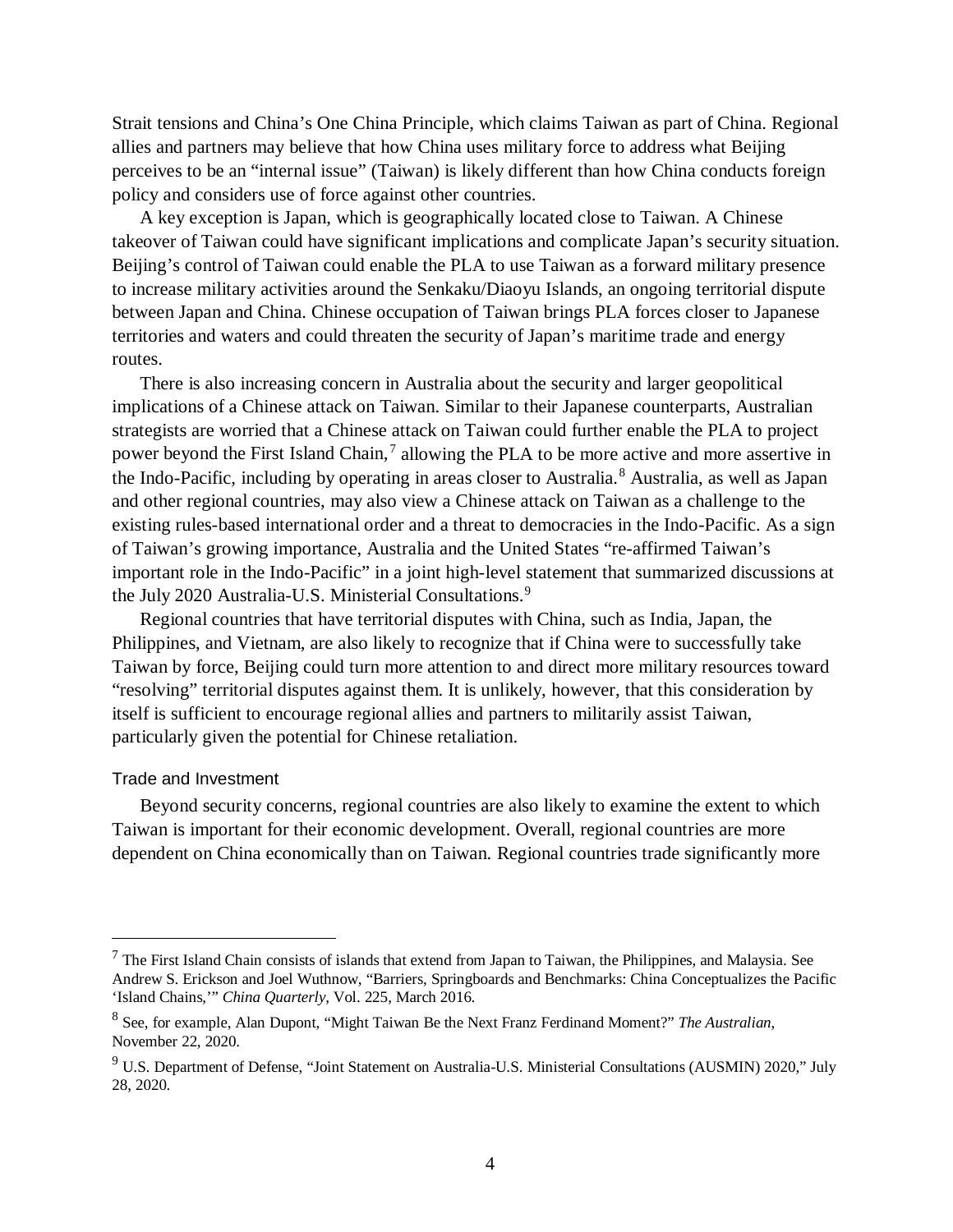Strait tensions and China's One China Principle, which claims Taiwan as part of China. Regional allies and partners may believe that how China uses military force to address what Beijing perceives to be an "internal issue" (Taiwan) is likely different than how China conducts foreign policy and considers use of force against other countries.

A key exception is Japan, which is geographically located close to Taiwan. A Chinese takeover of Taiwan could have significant implications and complicate Japan's security situation. Beijing's control of Taiwan could enable the PLA to use Taiwan as a forward military presence to increase military activities around the Senkaku/Diaoyu Islands, an ongoing territorial dispute between Japan and China. Chinese occupation of Taiwan brings PLA forces closer to Japanese territories and waters and could threaten the security of Japan's maritime trade and energy routes.

There is also increasing concern in Australia about the security and larger geopolitical implications of a Chinese attack on Taiwan. Similar to their Japanese counterparts, Australian strategists are worried that a Chinese attack on Taiwan could further enable the PLA to project power beyond the First Island Chain,[7] allowing the PLA to be more active and more assertive in the Indo-Pacific, including by operating in areas closer to Australia.[8] Australia, as well as Japan and other regional countries, may also view a Chinese attack on Taiwan as a challenge to the existing rules-based international order and a threat to democracies in the Indo-Pacific. As a sign of Taiwan's growing importance, Australia and the United States "re-affirmed Taiwan's important role in the Indo-Pacific" in a joint high-level statement that summarized discussions at the July 2020 Australia-U.S. Ministerial Consultations.[9]

Regional countries that have territorial disputes with China, such as India, Japan, the Philippines, and Vietnam, are also likely to recognize that if China were to successfully take Taiwan by force, Beijing could turn more attention to and direct more military resources toward "resolving" territorial disputes against them. It is unlikely, however, that this consideration by itself is sufficient to encourage regional allies and partners to militarily assist Taiwan, particularly given the potential for Chinese retaliation.

### Trade and Investment

Beyond security concerns, regional countries are also likely to examine the extent to which Taiwan is important for their economic development. Overall, regional countries are more dependent on China economically than on Taiwan. Regional countries trade significantly more

---

[7] The First Island Chain consists of islands that extend from Japan to Taiwan, the Philippines, and Malaysia. See Andrew S. Erickson and Joel Wuthnow, "Barriers, Springboards and Benchmarks: China Conceptualizes the Pacific 'Island Chains,'" *China Quarterly*, Vol. 225, March 2016.

[8] See, for example, Alan Dupont, "Might Taiwan Be the Next Franz Ferdinand Moment?" *The Australian*, November 22, 2020.

[9] U.S. Department of Defense, "Joint Statement on Australia-U.S. Ministerial Consultations (AUSMIN) 2020," July 28, 2020.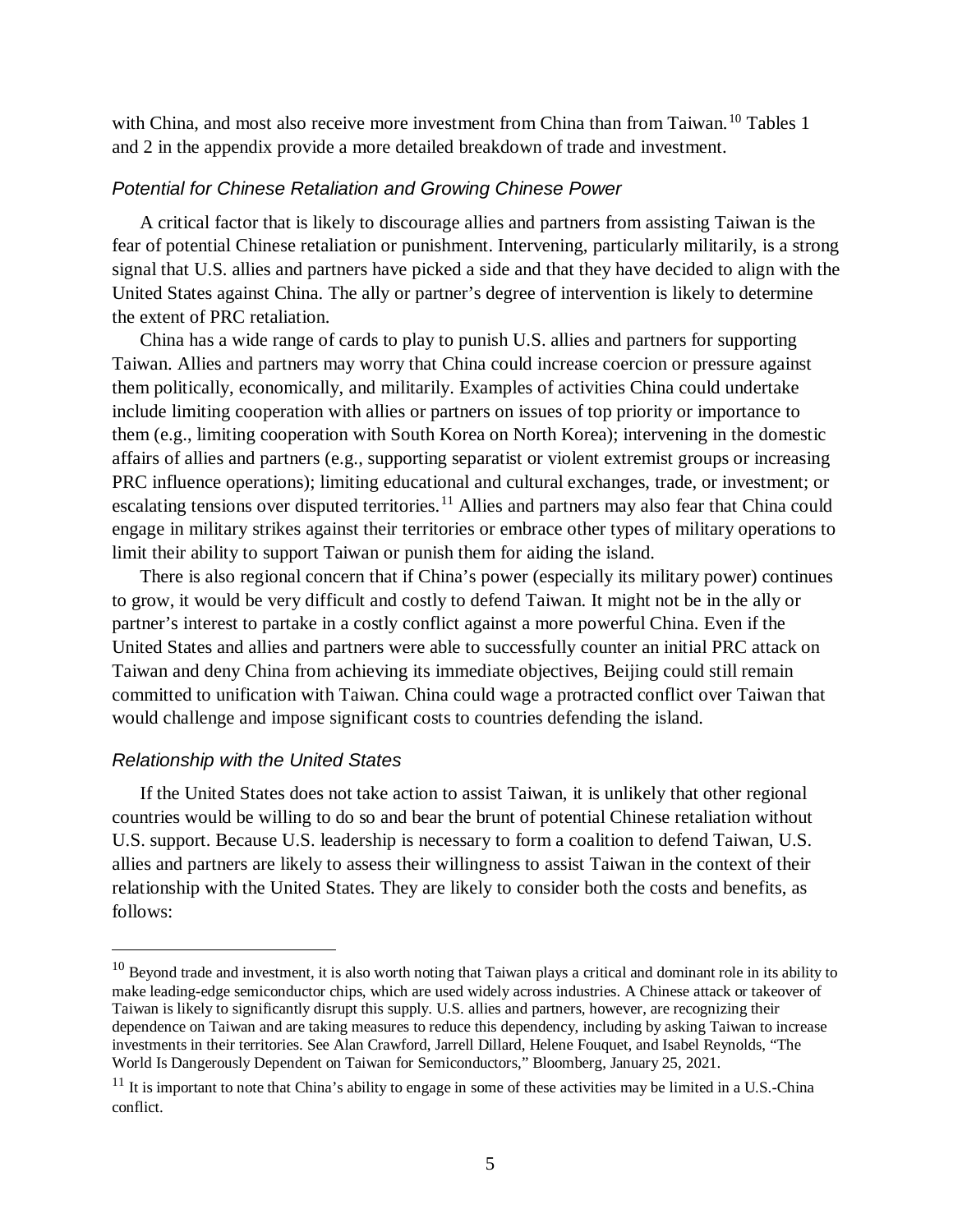with China, and most also receive more investment from China than from Taiwan.[10] Tables 1 and 2 in the appendix provide a more detailed breakdown of trade and investment.

### *Potential for Chinese Retaliation and Growing Chinese Power*

A critical factor that is likely to discourage allies and partners from assisting Taiwan is the fear of potential Chinese retaliation or punishment. Intervening, particularly militarily, is a strong signal that U.S. allies and partners have picked a side and that they have decided to align with the United States against China. The ally or partner's degree of intervention is likely to determine the extent of PRC retaliation.

China has a wide range of cards to play to punish U.S. allies and partners for supporting Taiwan. Allies and partners may worry that China could increase coercion or pressure against them politically, economically, and militarily. Examples of activities China could undertake include limiting cooperation with allies or partners on issues of top priority or importance to them (e.g., limiting cooperation with South Korea on North Korea); intervening in the domestic affairs of allies and partners (e.g., supporting separatist or violent extremist groups or increasing PRC influence operations); limiting educational and cultural exchanges, trade, or investment; or escalating tensions over disputed territories.[11] Allies and partners may also fear that China could engage in military strikes against their territories or embrace other types of military operations to limit their ability to support Taiwan or punish them for aiding the island.

There is also regional concern that if China's power (especially its military power) continues to grow, it would be very difficult and costly to defend Taiwan. It might not be in the ally or partner's interest to partake in a costly conflict against a more powerful China. Even if the United States and allies and partners were able to successfully counter an initial PRC attack on Taiwan and deny China from achieving its immediate objectives, Beijing could still remain committed to unification with Taiwan. China could wage a protracted conflict over Taiwan that would challenge and impose significant costs to countries defending the island.

### *Relationship with the United States*

If the United States does not take action to assist Taiwan, it is unlikely that other regional countries would be willing to do so and bear the brunt of potential Chinese retaliation without U.S. support. Because U.S. leadership is necessary to form a coalition to defend Taiwan, U.S. allies and partners are likely to assess their willingness to assist Taiwan in the context of their relationship with the United States. They are likely to consider both the costs and benefits, as follows:

---

[10] Beyond trade and investment, it is also worth noting that Taiwan plays a critical and dominant role in its ability to make leading-edge semiconductor chips, which are used widely across industries. A Chinese attack or takeover of Taiwan is likely to significantly disrupt this supply. U.S. allies and partners, however, are recognizing their dependence on Taiwan and are taking measures to reduce this dependency, including by asking Taiwan to increase investments in their territories. See Alan Crawford, Jarrell Dillard, Helene Fouquet, and Isabel Reynolds, "The World Is Dangerously Dependent on Taiwan for Semiconductors," Bloomberg, January 25, 2021.

[11] It is important to note that China's ability to engage in some of these activities may be limited in a U.S.-China conflict.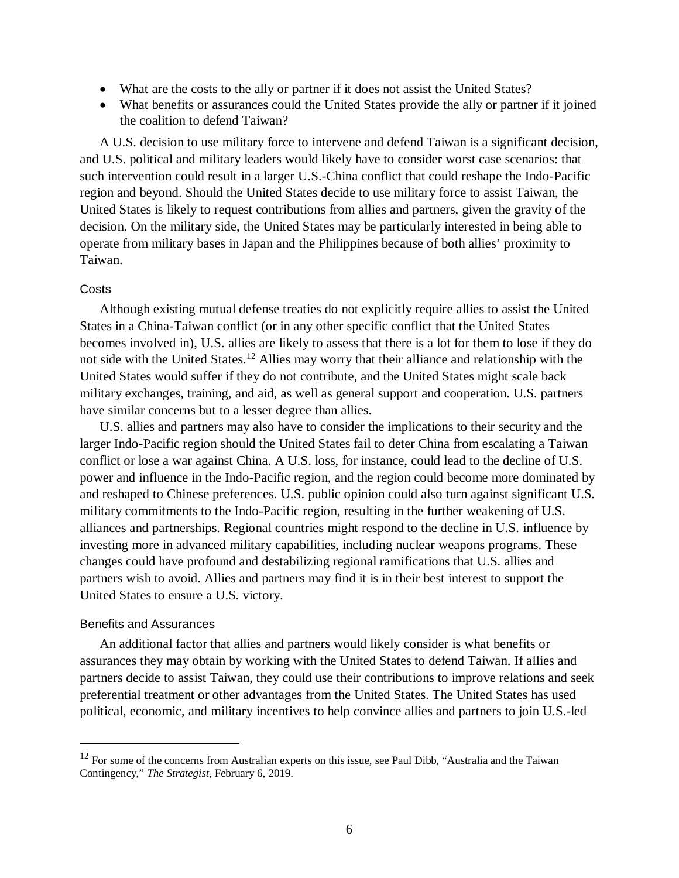- What are the costs to the ally or partner if it does not assist the United States?
- What benefits or assurances could the United States provide the ally or partner if it joined the coalition to defend Taiwan?

A U.S. decision to use military force to intervene and defend Taiwan is a significant decision, and U.S. political and military leaders would likely have to consider worst case scenarios: that such intervention could result in a larger U.S.-China conflict that could reshape the Indo-Pacific region and beyond. Should the United States decide to use military force to assist Taiwan, the United States is likely to request contributions from allies and partners, given the gravity of the decision. On the military side, the United States may be particularly interested in being able to operate from military bases in Japan and the Philippines because of both allies' proximity to Taiwan.

### Costs

Although existing mutual defense treaties do not explicitly require allies to assist the United States in a China-Taiwan conflict (or in any other specific conflict that the United States becomes involved in), U.S. allies are likely to assess that there is a lot for them to lose if they do not side with the United States.[12] Allies may worry that their alliance and relationship with the United States would suffer if they do not contribute, and the United States might scale back military exchanges, training, and aid, as well as general support and cooperation. U.S. partners have similar concerns but to a lesser degree than allies.

U.S. allies and partners may also have to consider the implications to their security and the larger Indo-Pacific region should the United States fail to deter China from escalating a Taiwan conflict or lose a war against China. A U.S. loss, for instance, could lead to the decline of U.S. power and influence in the Indo-Pacific region, and the region could become more dominated by and reshaped to Chinese preferences. U.S. public opinion could also turn against significant U.S. military commitments to the Indo-Pacific region, resulting in the further weakening of U.S. alliances and partnerships. Regional countries might respond to the decline in U.S. influence by investing more in advanced military capabilities, including nuclear weapons programs. These changes could have profound and destabilizing regional ramifications that U.S. allies and partners wish to avoid. Allies and partners may find it is in their best interest to support the United States to ensure a U.S. victory.

### Benefits and Assurances

An additional factor that allies and partners would likely consider is what benefits or assurances they may obtain by working with the United States to defend Taiwan. If allies and partners decide to assist Taiwan, they could use their contributions to improve relations and seek preferential treatment or other advantages from the United States. The United States has used political, economic, and military incentives to help convince allies and partners to join U.S.-led

---

[12] For some of the concerns from Australian experts on this issue, see Paul Dibb, "Australia and the Taiwan Contingency," *The Strategist*, February 6, 2019.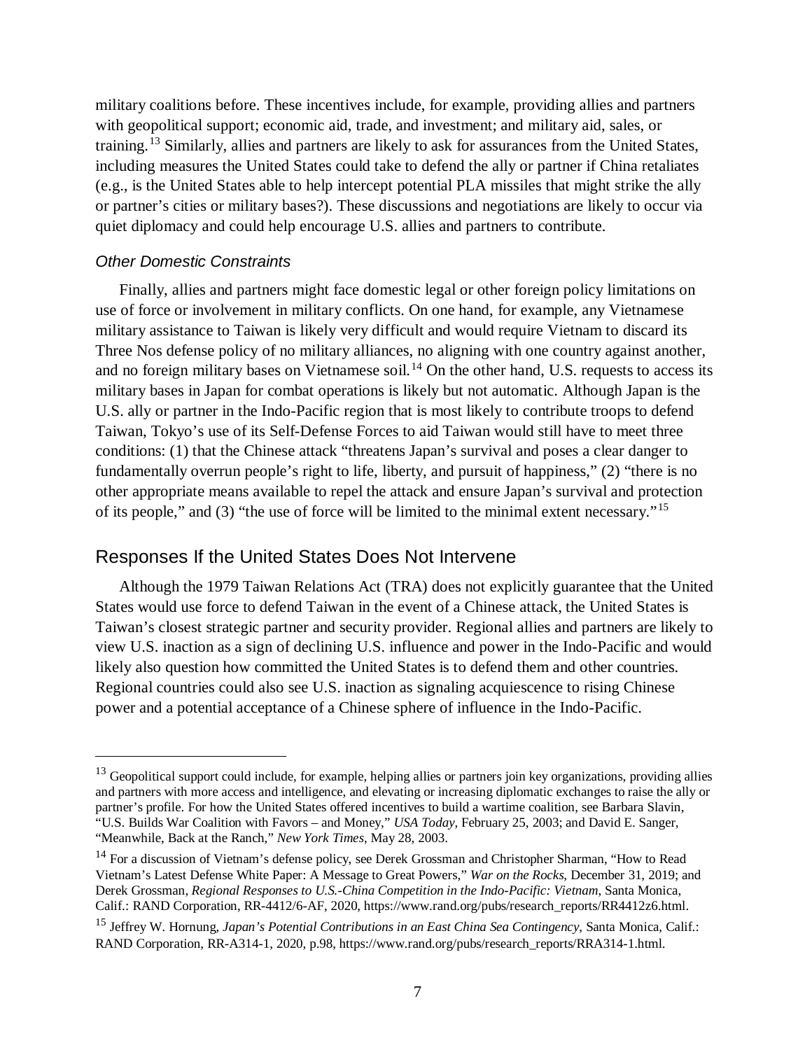military coalitions before. These incentives include, for example, providing allies and partners with geopolitical support; economic aid, trade, and investment; and military aid, sales, or training.[13] Similarly, allies and partners are likely to ask for assurances from the United States, including measures the United States could take to defend the ally or partner if China retaliates (e.g., is the United States able to help intercept potential PLA missiles that might strike the ally or partner's cities or military bases?). These discussions and negotiations are likely to occur via quiet diplomacy and could help encourage U.S. allies and partners to contribute.

### *Other Domestic Constraints*

Finally, allies and partners might face domestic legal or other foreign policy limitations on use of force or involvement in military conflicts. On one hand, for example, any Vietnamese military assistance to Taiwan is likely very difficult and would require Vietnam to discard its Three Nos defense policy of no military alliances, no aligning with one country against another, and no foreign military bases on Vietnamese soil.[14] On the other hand, U.S. requests to access its military bases in Japan for combat operations is likely but not automatic. Although Japan is the U.S. ally or partner in the Indo-Pacific region that is most likely to contribute troops to defend Taiwan, Tokyo's use of its Self-Defense Forces to aid Taiwan would still have to meet three conditions: (1) that the Chinese attack "threatens Japan's survival and poses a clear danger to fundamentally overrun people's right to life, liberty, and pursuit of happiness," (2) "there is no other appropriate means available to repel the attack and ensure Japan's survival and protection of its people," and (3) "the use of force will be limited to the minimal extent necessary."[15]

## Responses If the United States Does Not Intervene

Although the 1979 Taiwan Relations Act (TRA) does not explicitly guarantee that the United States would use force to defend Taiwan in the event of a Chinese attack, the United States is Taiwan's closest strategic partner and security provider. Regional allies and partners are likely to view U.S. inaction as a sign of declining U.S. influence and power in the Indo-Pacific and would likely also question how committed the United States is to defend them and other countries. Regional countries could also see U.S. inaction as signaling acquiescence to rising Chinese power and a potential acceptance of a Chinese sphere of influence in the Indo-Pacific.

---

[13] Geopolitical support could include, for example, helping allies or partners join key organizations, providing allies and partners with more access and intelligence, and elevating or increasing diplomatic exchanges to raise the ally or partner's profile. For how the United States offered incentives to build a wartime coalition, see Barbara Slavin, "U.S. Builds War Coalition with Favors – and Money," *USA Today*, February 25, 2003; and David E. Sanger, "Meanwhile, Back at the Ranch," *New York Times*, May 28, 2003.

[14] For a discussion of Vietnam's defense policy, see Derek Grossman and Christopher Sharman, "How to Read Vietnam's Latest Defense White Paper: A Message to Great Powers," *War on the Rocks*, December 31, 2019; and Derek Grossman, *Regional Responses to U.S.-China Competition in the Indo-Pacific: Vietnam*, Santa Monica, Calif.: RAND Corporation, RR-4412/6-AF, 2020, https://www.rand.org/pubs/research_reports/RR4412z6.html.

[15] Jeffrey W. Hornung, *Japan's Potential Contributions in an East China Sea Contingency*, Santa Monica, Calif.: RAND Corporation, RR-A314-1, 2020, p.98, https://www.rand.org/pubs/research_reports/RRA314-1.html.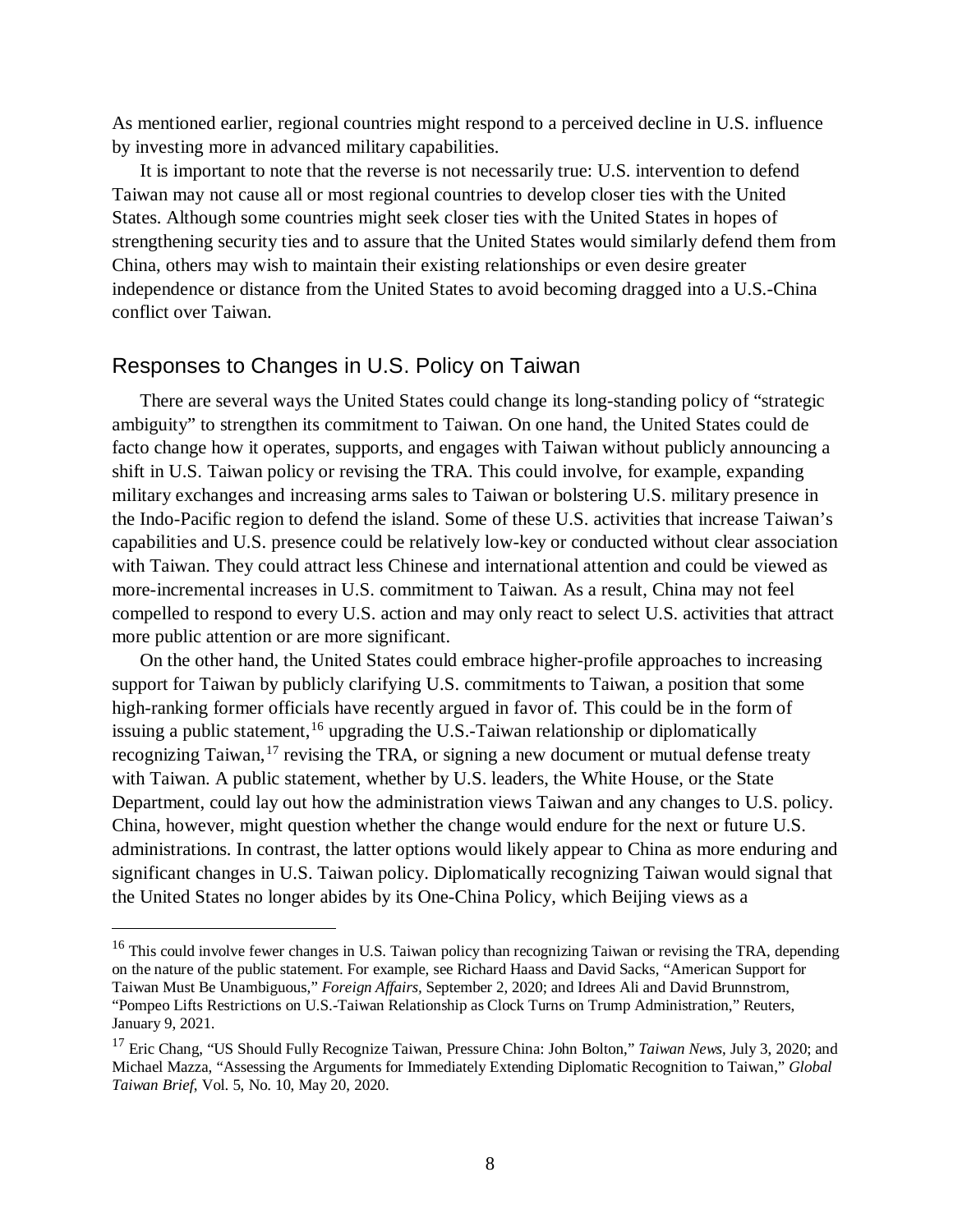As mentioned earlier, regional countries might respond to a perceived decline in U.S. influence by investing more in advanced military capabilities.

It is important to note that the reverse is not necessarily true: U.S. intervention to defend Taiwan may not cause all or most regional countries to develop closer ties with the United States. Although some countries might seek closer ties with the United States in hopes of strengthening security ties and to assure that the United States would similarly defend them from China, others may wish to maintain their existing relationships or even desire greater independence or distance from the United States to avoid becoming dragged into a U.S.-China conflict over Taiwan.

## Responses to Changes in U.S. Policy on Taiwan

There are several ways the United States could change its long-standing policy of "strategic ambiguity" to strengthen its commitment to Taiwan. On one hand, the United States could de facto change how it operates, supports, and engages with Taiwan without publicly announcing a shift in U.S. Taiwan policy or revising the TRA. This could involve, for example, expanding military exchanges and increasing arms sales to Taiwan or bolstering U.S. military presence in the Indo-Pacific region to defend the island. Some of these U.S. activities that increase Taiwan's capabilities and U.S. presence could be relatively low-key or conducted without clear association with Taiwan. They could attract less Chinese and international attention and could be viewed as more-incremental increases in U.S. commitment to Taiwan. As a result, China may not feel compelled to respond to every U.S. action and may only react to select U.S. activities that attract more public attention or are more significant.

On the other hand, the United States could embrace higher-profile approaches to increasing support for Taiwan by publicly clarifying U.S. commitments to Taiwan, a position that some high-ranking former officials have recently argued in favor of. This could be in the form of issuing a public statement,[16] upgrading the U.S.-Taiwan relationship or diplomatically recognizing Taiwan,[17] revising the TRA, or signing a new document or mutual defense treaty with Taiwan. A public statement, whether by U.S. leaders, the White House, or the State Department, could lay out how the administration views Taiwan and any changes to U.S. policy. China, however, might question whether the change would endure for the next or future U.S. administrations. In contrast, the latter options would likely appear to China as more enduring and significant changes in U.S. Taiwan policy. Diplomatically recognizing Taiwan would signal that the United States no longer abides by its One-China Policy, which Beijing views as a

---

[16] This could involve fewer changes in U.S. Taiwan policy than recognizing Taiwan or revising the TRA, depending on the nature of the public statement. For example, see Richard Haass and David Sacks, "American Support for Taiwan Must Be Unambiguous," *Foreign Affairs*, September 2, 2020; and Idrees Ali and David Brunnstrom, "Pompeo Lifts Restrictions on U.S.-Taiwan Relationship as Clock Turns on Trump Administration," Reuters, January 9, 2021.

[17] Eric Chang, "US Should Fully Recognize Taiwan, Pressure China: John Bolton," *Taiwan News*, July 3, 2020; and Michael Mazza, "Assessing the Arguments for Immediately Extending Diplomatic Recognition to Taiwan," *Global Taiwan Brief*, Vol. 5, No. 10, May 20, 2020.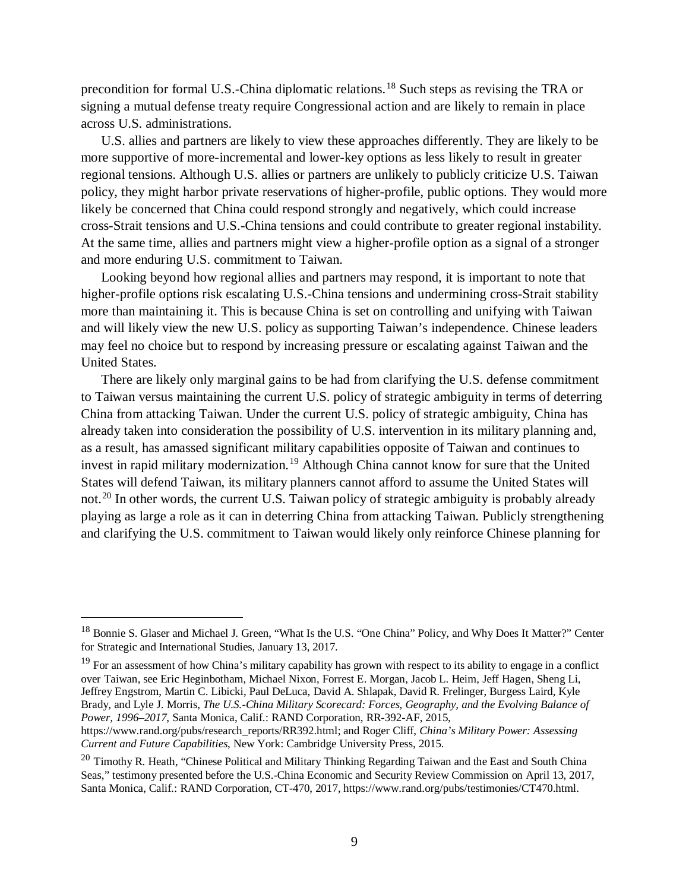precondition for formal U.S.-China diplomatic relations.[18] Such steps as revising the TRA or signing a mutual defense treaty require Congressional action and are likely to remain in place across U.S. administrations.

U.S. allies and partners are likely to view these approaches differently. They are likely to be more supportive of more-incremental and lower-key options as less likely to result in greater regional tensions. Although U.S. allies or partners are unlikely to publicly criticize U.S. Taiwan policy, they might harbor private reservations of higher-profile, public options. They would more likely be concerned that China could respond strongly and negatively, which could increase cross-Strait tensions and U.S.-China tensions and could contribute to greater regional instability. At the same time, allies and partners might view a higher-profile option as a signal of a stronger and more enduring U.S. commitment to Taiwan.

Looking beyond how regional allies and partners may respond, it is important to note that higher-profile options risk escalating U.S.-China tensions and undermining cross-Strait stability more than maintaining it. This is because China is set on controlling and unifying with Taiwan and will likely view the new U.S. policy as supporting Taiwan's independence. Chinese leaders may feel no choice but to respond by increasing pressure or escalating against Taiwan and the United States.

There are likely only marginal gains to be had from clarifying the U.S. defense commitment to Taiwan versus maintaining the current U.S. policy of strategic ambiguity in terms of deterring China from attacking Taiwan. Under the current U.S. policy of strategic ambiguity, China has already taken into consideration the possibility of U.S. intervention in its military planning and, as a result, has amassed significant military capabilities opposite of Taiwan and continues to invest in rapid military modernization.[19] Although China cannot know for sure that the United States will defend Taiwan, its military planners cannot afford to assume the United States will not.[20] In other words, the current U.S. Taiwan policy of strategic ambiguity is probably already playing as large a role as it can in deterring China from attacking Taiwan. Publicly strengthening and clarifying the U.S. commitment to Taiwan would likely only reinforce Chinese planning for

---

[18] Bonnie S. Glaser and Michael J. Green, "What Is the U.S. "One China" Policy, and Why Does It Matter?" Center for Strategic and International Studies, January 13, 2017.

[19] For an assessment of how China's military capability has grown with respect to its ability to engage in a conflict over Taiwan, see Eric Heginbotham, Michael Nixon, Forrest E. Morgan, Jacob L. Heim, Jeff Hagen, Sheng Li, Jeffrey Engstrom, Martin C. Libicki, Paul DeLuca, David A. Shlapak, David R. Frelinger, Burgess Laird, Kyle Brady, and Lyle J. Morris, *The U.S.-China Military Scorecard: Forces, Geography, and the Evolving Balance of Power, 1996–2017*, Santa Monica, Calif.: RAND Corporation, RR-392-AF, 2015, https://www.rand.org/pubs/research_reports/RR392.html; and Roger Cliff, *China's Military Power: Assessing Current and Future Capabilities*, New York: Cambridge University Press, 2015.

[20] Timothy R. Heath, "Chinese Political and Military Thinking Regarding Taiwan and the East and South China Seas," testimony presented before the U.S.-China Economic and Security Review Commission on April 13, 2017, Santa Monica, Calif.: RAND Corporation, CT-470, 2017, https://www.rand.org/pubs/testimonies/CT470.html.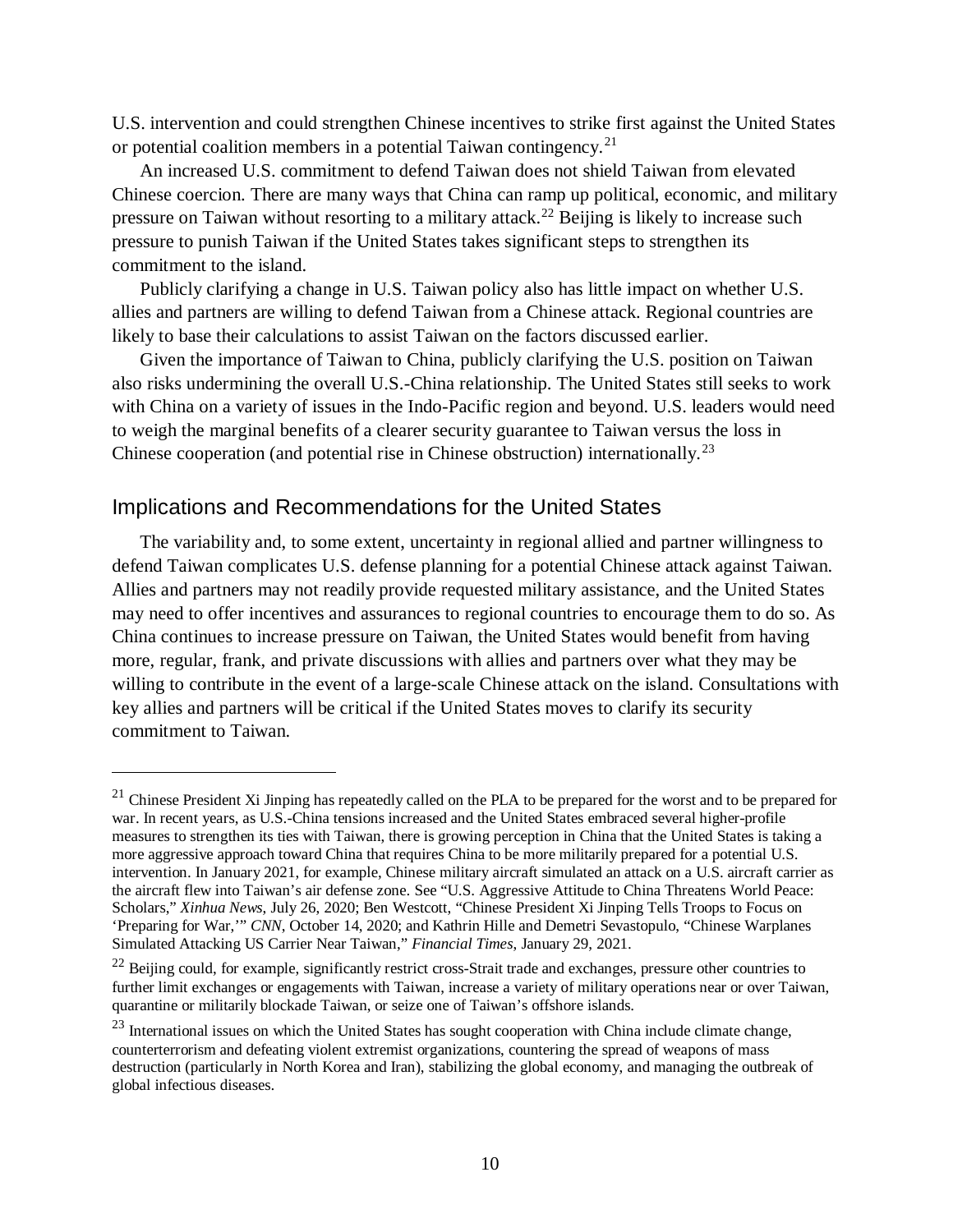U.S. intervention and could strengthen Chinese incentives to strike first against the United States or potential coalition members in a potential Taiwan contingency.[21]

An increased U.S. commitment to defend Taiwan does not shield Taiwan from elevated Chinese coercion. There are many ways that China can ramp up political, economic, and military pressure on Taiwan without resorting to a military attack.[22] Beijing is likely to increase such pressure to punish Taiwan if the United States takes significant steps to strengthen its commitment to the island.

Publicly clarifying a change in U.S. Taiwan policy also has little impact on whether U.S. allies and partners are willing to defend Taiwan from a Chinese attack. Regional countries are likely to base their calculations to assist Taiwan on the factors discussed earlier.

Given the importance of Taiwan to China, publicly clarifying the U.S. position on Taiwan also risks undermining the overall U.S.-China relationship. The United States still seeks to work with China on a variety of issues in the Indo-Pacific region and beyond. U.S. leaders would need to weigh the marginal benefits of a clearer security guarantee to Taiwan versus the loss in Chinese cooperation (and potential rise in Chinese obstruction) internationally.[23]

## Implications and Recommendations for the United States

The variability and, to some extent, uncertainty in regional allied and partner willingness to defend Taiwan complicates U.S. defense planning for a potential Chinese attack against Taiwan. Allies and partners may not readily provide requested military assistance, and the United States may need to offer incentives and assurances to regional countries to encourage them to do so. As China continues to increase pressure on Taiwan, the United States would benefit from having more, regular, frank, and private discussions with allies and partners over what they may be willing to contribute in the event of a large-scale Chinese attack on the island. Consultations with key allies and partners will be critical if the United States moves to clarify its security commitment to Taiwan.

---

[21] Chinese President Xi Jinping has repeatedly called on the PLA to be prepared for the worst and to be prepared for war. In recent years, as U.S.-China tensions increased and the United States embraced several higher-profile measures to strengthen its ties with Taiwan, there is growing perception in China that the United States is taking a more aggressive approach toward China that requires China to be more militarily prepared for a potential U.S. intervention. In January 2021, for example, Chinese military aircraft simulated an attack on a U.S. aircraft carrier as the aircraft flew into Taiwan's air defense zone. See "U.S. Aggressive Attitude to China Threatens World Peace: Scholars," *Xinhua News*, July 26, 2020; Ben Westcott, "Chinese President Xi Jinping Tells Troops to Focus on 'Preparing for War,'" *CNN*, October 14, 2020; and Kathrin Hille and Demetri Sevastopulo, "Chinese Warplanes Simulated Attacking US Carrier Near Taiwan," *Financial Times*, January 29, 2021.

[22] Beijing could, for example, significantly restrict cross-Strait trade and exchanges, pressure other countries to further limit exchanges or engagements with Taiwan, increase a variety of military operations near or over Taiwan, quarantine or militarily blockade Taiwan, or seize one of Taiwan's offshore islands.

[23] International issues on which the United States has sought cooperation with China include climate change, counterterrorism and defeating violent extremist organizations, countering the spread of weapons of mass destruction (particularly in North Korea and Iran), stabilizing the global economy, and managing the outbreak of global infectious diseases.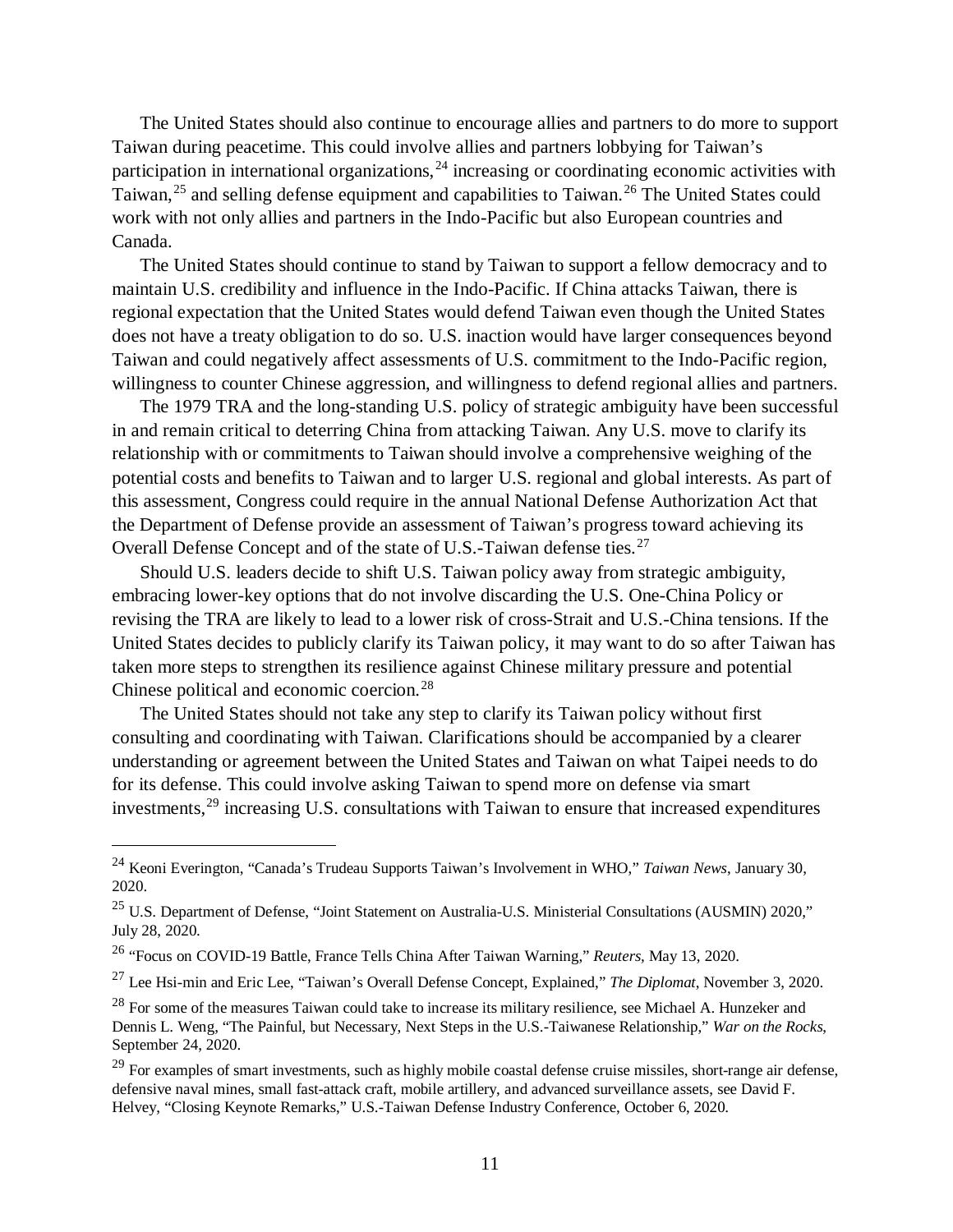The United States should also continue to encourage allies and partners to do more to support Taiwan during peacetime. This could involve allies and partners lobbying for Taiwan's participation in international organizations,[24] increasing or coordinating economic activities with Taiwan,[25] and selling defense equipment and capabilities to Taiwan.[26] The United States could work with not only allies and partners in the Indo-Pacific but also European countries and Canada.

The United States should continue to stand by Taiwan to support a fellow democracy and to maintain U.S. credibility and influence in the Indo-Pacific. If China attacks Taiwan, there is regional expectation that the United States would defend Taiwan even though the United States does not have a treaty obligation to do so. U.S. inaction would have larger consequences beyond Taiwan and could negatively affect assessments of U.S. commitment to the Indo-Pacific region, willingness to counter Chinese aggression, and willingness to defend regional allies and partners.

The 1979 TRA and the long-standing U.S. policy of strategic ambiguity have been successful in and remain critical to deterring China from attacking Taiwan. Any U.S. move to clarify its relationship with or commitments to Taiwan should involve a comprehensive weighing of the potential costs and benefits to Taiwan and to larger U.S. regional and global interests. As part of this assessment, Congress could require in the annual National Defense Authorization Act that the Department of Defense provide an assessment of Taiwan's progress toward achieving its Overall Defense Concept and of the state of U.S.-Taiwan defense ties.[27]

Should U.S. leaders decide to shift U.S. Taiwan policy away from strategic ambiguity, embracing lower-key options that do not involve discarding the U.S. One-China Policy or revising the TRA are likely to lead to a lower risk of cross-Strait and U.S.-China tensions. If the United States decides to publicly clarify its Taiwan policy, it may want to do so after Taiwan has taken more steps to strengthen its resilience against Chinese military pressure and potential Chinese political and economic coercion.[28]

The United States should not take any step to clarify its Taiwan policy without first consulting and coordinating with Taiwan. Clarifications should be accompanied by a clearer understanding or agreement between the United States and Taiwan on what Taipei needs to do for its defense. This could involve asking Taiwan to spend more on defense via smart investments,[29] increasing U.S. consultations with Taiwan to ensure that increased expenditures

---

[24] Keoni Everington, "Canada's Trudeau Supports Taiwan's Involvement in WHO," *Taiwan News*, January 30, 2020.

[25] U.S. Department of Defense, "Joint Statement on Australia-U.S. Ministerial Consultations (AUSMIN) 2020," July 28, 2020.

[26] "Focus on COVID-19 Battle, France Tells China After Taiwan Warning," *Reuters*, May 13, 2020.

[27] Lee Hsi-min and Eric Lee, "Taiwan's Overall Defense Concept, Explained," *The Diplomat*, November 3, 2020.

[28] For some of the measures Taiwan could take to increase its military resilience, see Michael A. Hunzeker and Dennis L. Weng, "The Painful, but Necessary, Next Steps in the U.S.-Taiwanese Relationship," *War on the Rocks*, September 24, 2020.

[29] For examples of smart investments, such as highly mobile coastal defense cruise missiles, short-range air defense, defensive naval mines, small fast-attack craft, mobile artillery, and advanced surveillance assets, see David F. Helvey, "Closing Keynote Remarks," U.S.-Taiwan Defense Industry Conference, October 6, 2020.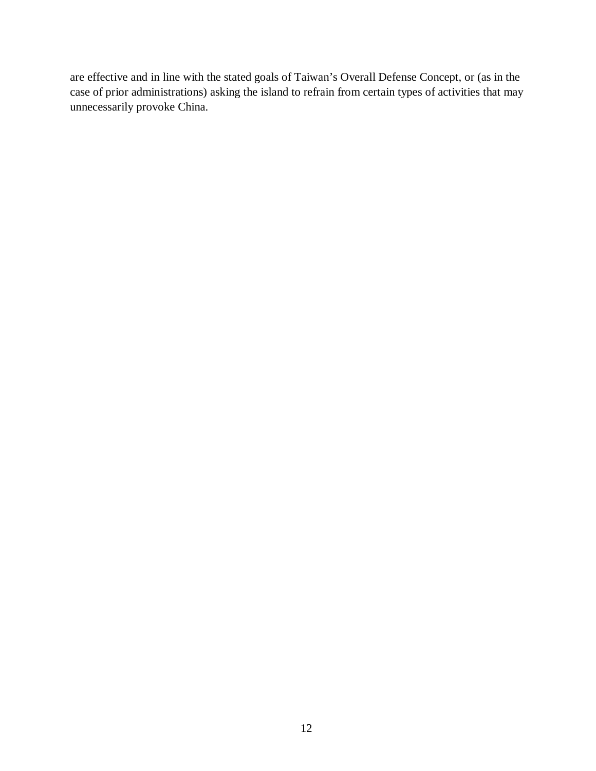are effective and in line with the stated goals of Taiwan's Overall Defense Concept, or (as in the case of prior administrations) asking the island to refrain from certain types of activities that may unnecessarily provoke China.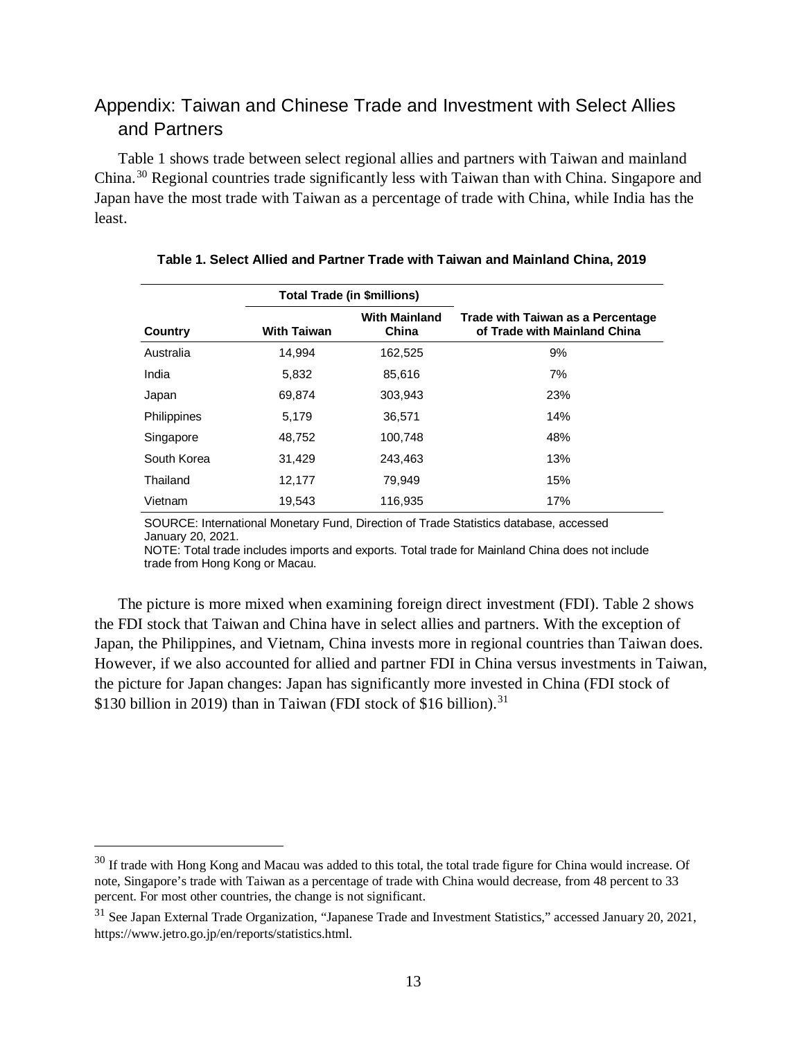## Appendix: Taiwan and Chinese Trade and Investment with Select Allies and Partners

Table 1 shows trade between select regional allies and partners with Taiwan and mainland China.[30] Regional countries trade significantly less with Taiwan than with China. Singapore and Japan have the most trade with Taiwan as a percentage of trade with China, while India has the least.

**Table 1. Select Allied and Partner Trade with Taiwan and Mainland China, 2019**

| | Total Trade (in $millions) | | |
|---|---|---|---|
| **Country** | **With Taiwan** | **With Mainland China** | **Trade with Taiwan as a Percentage of Trade with Mainland China** |
| Australia | 14,994 | 162,525 | 9% |
| India | 5,832 | 85,616 | 7% |
| Japan | 69,874 | 303,943 | 23% |
| Philippines | 5,179 | 36,571 | 14% |
| Singapore | 48,752 | 100,748 | 48% |
| South Korea | 31,429 | 243,463 | 13% |
| Thailand | 12,177 | 79,949 | 15% |
| Vietnam | 19,543 | 116,935 | 17% |

SOURCE: International Monetary Fund, Direction of Trade Statistics database, accessed January 20, 2021.
NOTE: Total trade includes imports and exports. Total trade for Mainland China does not include trade from Hong Kong or Macau.

The picture is more mixed when examining foreign direct investment (FDI). Table 2 shows the FDI stock that Taiwan and China have in select allies and partners. With the exception of Japan, the Philippines, and Vietnam, China invests more in regional countries than Taiwan does. However, if we also accounted for allied and partner FDI in China versus investments in Taiwan, the picture for Japan changes: Japan has significantly more invested in China (FDI stock of $130 billion in 2019) than in Taiwan (FDI stock of $16 billion).[31]

---

[30] If trade with Hong Kong and Macau was added to this total, the total trade figure for China would increase. Of note, Singapore's trade with Taiwan as a percentage of trade with China would decrease, from 48 percent to 33 percent. For most other countries, the change is not significant.

[31] See Japan External Trade Organization, "Japanese Trade and Investment Statistics," accessed January 20, 2021, https://www.jetro.go.jp/en/reports/statistics.html.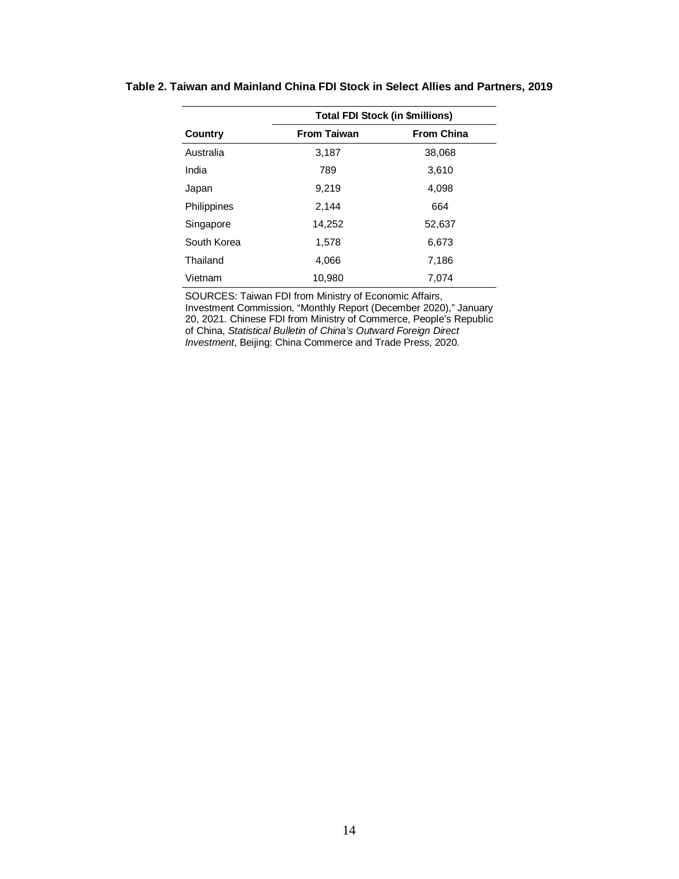**Table 2. Taiwan and Mainland China FDI Stock in Select Allies and Partners, 2019**

| | Total FDI Stock (in $millions) | |
|---|---|---|
| **Country** | **From Taiwan** | **From China** |
| Australia | 3,187 | 38,068 |
| India | 789 | 3,610 |
| Japan | 9,219 | 4,098 |
| Philippines | 2,144 | 664 |
| Singapore | 14,252 | 52,637 |
| South Korea | 1,578 | 6,673 |
| Thailand | 4,066 | 7,186 |
| Vietnam | 10,980 | 7,074 |

SOURCES: Taiwan FDI from Ministry of Economic Affairs, Investment Commission, "Monthly Report (December 2020)," January 20, 2021. Chinese FDI from Ministry of Commerce, People's Republic of China, *Statistical Bulletin of China's Outward Foreign Direct Investment*, Beijing: China Commerce and Trade Press, 2020.